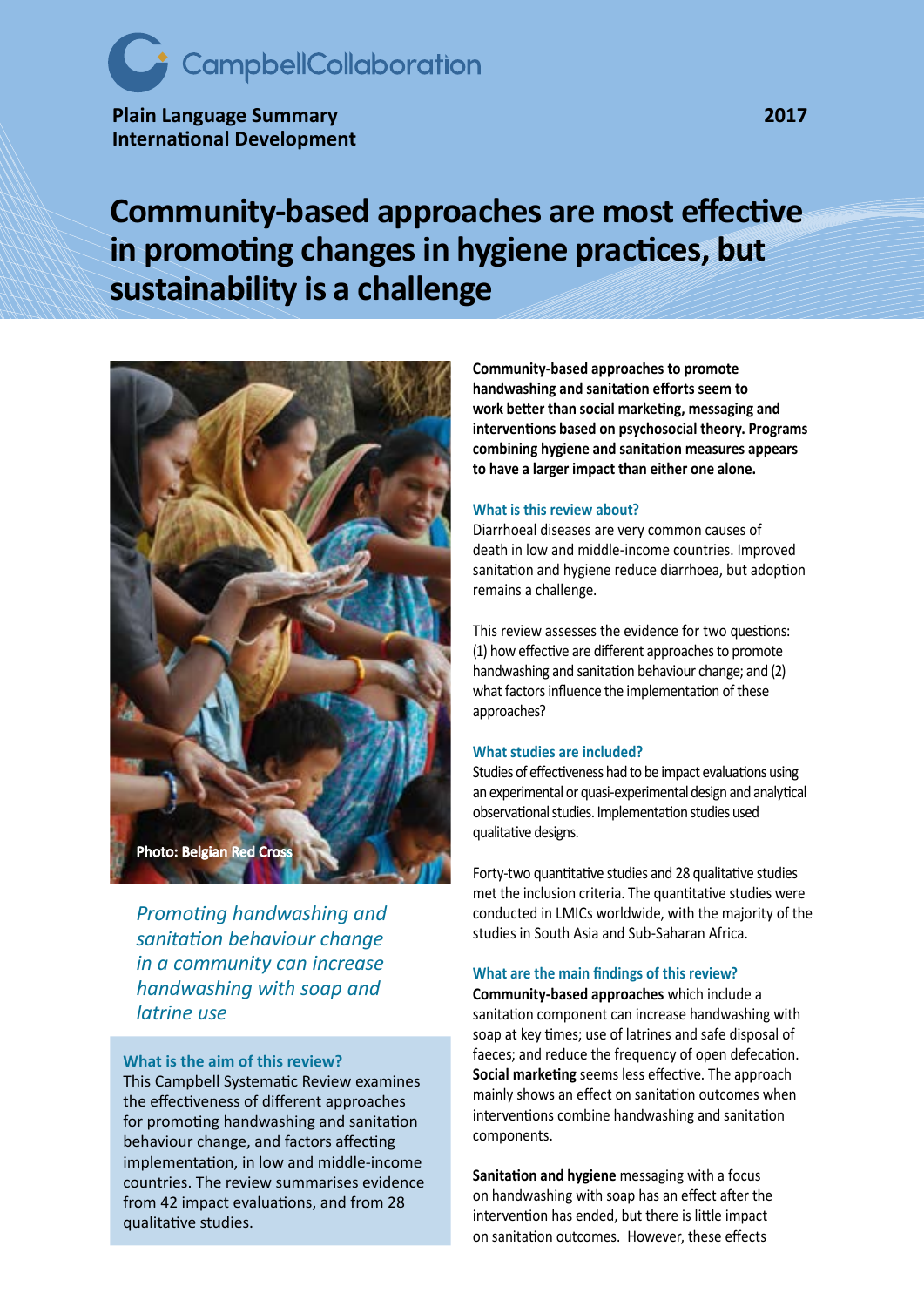CampbellCollaboration

Plain Language Summary
International Development

2017

# Community-based approaches are most effective in promoting changes in hygiene practices, but sustainability is a challenge

Photo: Belgian Red Cross

*Promoting handwashing and sanitation behaviour change in a community can increase handwashing with soap and latrine use*

### What is the aim of this review?

This Campbell Systematic Review examines the effectiveness of different approaches for promoting handwashing and sanitation behaviour change, and factors affecting implementation, in low and middle-income countries. The review summarises evidence from 42 impact evaluations, and from 28 qualitative studies.

**Community-based approaches to promote handwashing and sanitation efforts seem to work better than social marketing, messaging and interventions based on psychosocial theory. Programs combining hygiene and sanitation measures appears to have a larger impact than either one alone.**

### What is this review about?

Diarrhoeal diseases are very common causes of death in low and middle-income countries. Improved sanitation and hygiene reduce diarrhoea, but adoption remains a challenge.

This review assesses the evidence for two questions: (1) how effective are different approaches to promote handwashing and sanitation behaviour change; and (2) what factors influence the implementation of these approaches?

### What studies are included?

Studies of effectiveness had to be impact evaluations using an experimental or quasi-experimental design and analytical observational studies. Implementation studies used qualitative designs.

Forty-two quantitative studies and 28 qualitative studies met the inclusion criteria. The quantitative studies were conducted in LMICs worldwide, with the majority of the studies in South Asia and Sub-Saharan Africa.

### What are the main findings of this review?

**Community-based approaches** which include a sanitation component can increase handwashing with soap at key times; use of latrines and safe disposal of faeces; and reduce the frequency of open defecation. **Social marketing** seems less effective. The approach mainly shows an effect on sanitation outcomes when interventions combine handwashing and sanitation components.

**Sanitation and hygiene** messaging with a focus on handwashing with soap has an effect after the intervention has ended, but there is little impact on sanitation outcomes. However, these effects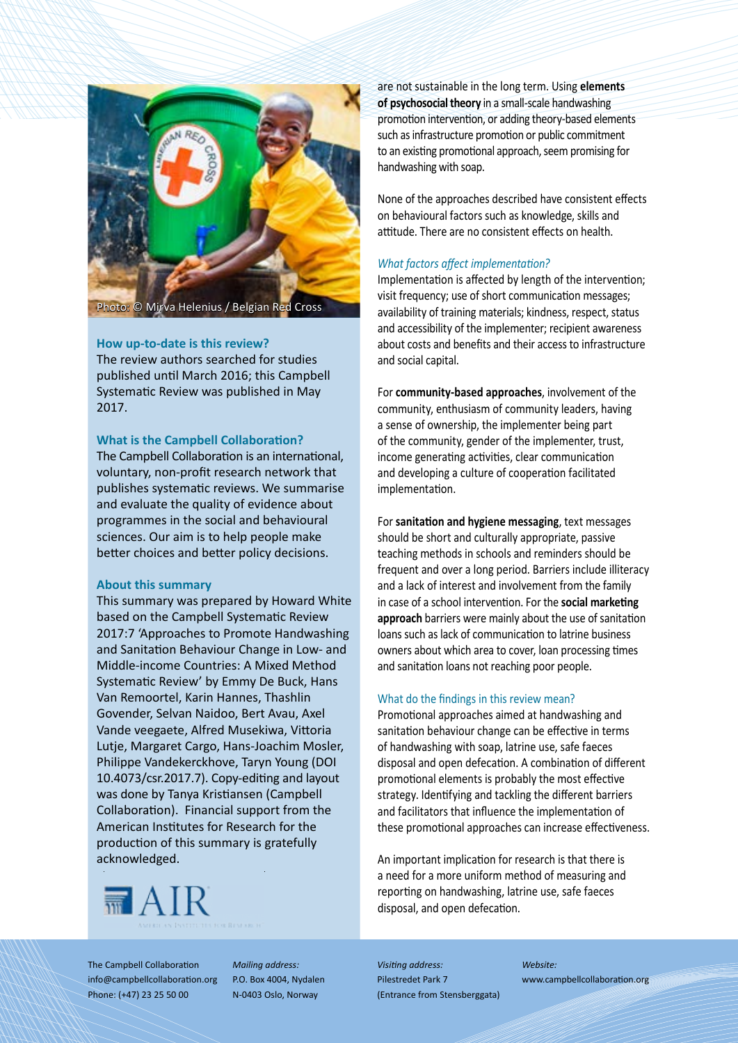Photo: © Mirva Helenius / Belgian Red Cross

### How up-to-date is this review?

The review authors searched for studies published until March 2016; this Campbell Systematic Review was published in May 2017.

### What is the Campbell Collaboration?

The Campbell Collaboration is an international, voluntary, non-profit research network that publishes systematic reviews. We summarise and evaluate the quality of evidence about programmes in the social and behavioural sciences. Our aim is to help people make better choices and better policy decisions.

### About this summary

This summary was prepared by Howard White based on the Campbell Systematic Review 2017:7 'Approaches to Promote Handwashing and Sanitation Behaviour Change in Low- and Middle-income Countries: A Mixed Method Systematic Review' by Emmy De Buck, Hans Van Remoortel, Karin Hannes, Thashlin Govender, Selvan Naidoo, Bert Avau, Axel Vande veegaete, Alfred Musekiwa, Vittoria Lutje, Margaret Cargo, Hans-Joachim Mosler, Philippe Vandekerckhove, Taryn Young (DOI 10.4073/csr.2017.7). Copy-editing and layout was done by Tanya Kristiansen (Campbell Collaboration). Financial support from the American Institutes for Research for the production of this summary is gratefully acknowledged.

AIR
American Institutes for Research

are not sustainable in the long term. Using **elements of psychosocial theory** in a small-scale handwashing promotion intervention, or adding theory-based elements such as infrastructure promotion or public commitment to an existing promotional approach, seem promising for handwashing with soap.

None of the approaches described have consistent effects on behavioural factors such as knowledge, skills and attitude. There are no consistent effects on health.

*What factors affect implementation?*

Implementation is affected by length of the intervention; visit frequency; use of short communication messages; availability of training materials; kindness, respect, status and accessibility of the implementer; recipient awareness about costs and benefits and their access to infrastructure and social capital.

For **community-based approaches**, involvement of the community, enthusiasm of community leaders, having a sense of ownership, the implementer being part of the community, gender of the implementer, trust, income generating activities, clear communication and developing a culture of cooperation facilitated implementation.

For **sanitation and hygiene messaging**, text messages should be short and culturally appropriate, passive teaching methods in schools and reminders should be frequent and over a long period. Barriers include illiteracy and a lack of interest and involvement from the family in case of a school intervention. For the **social marketing approach** barriers were mainly about the use of sanitation loans such as lack of communication to latrine business owners about which area to cover, loan processing times and sanitation loans not reaching poor people.

### What do the findings in this review mean?

Promotional approaches aimed at handwashing and sanitation behaviour change can be effective in terms of handwashing with soap, latrine use, safe faeces disposal and open defecation. A combination of different promotional elements is probably the most effective strategy. Identifying and tackling the different barriers and facilitators that influence the implementation of these promotional approaches can increase effectiveness.

An important implication for research is that there is a need for a more uniform method of measuring and reporting on handwashing, latrine use, safe faeces disposal, and open defecation.

The Campbell Collaboration
info@campbellcollaboration.org
Phone: (+47) 23 25 50 00

*Mailing address:*
P.O. Box 4004, Nydalen
N-0403 Oslo, Norway

*Visiting address:*
Pilestredet Park 7
(Entrance from Stensberggata)

*Website:*
www.campbellcollaboration.org